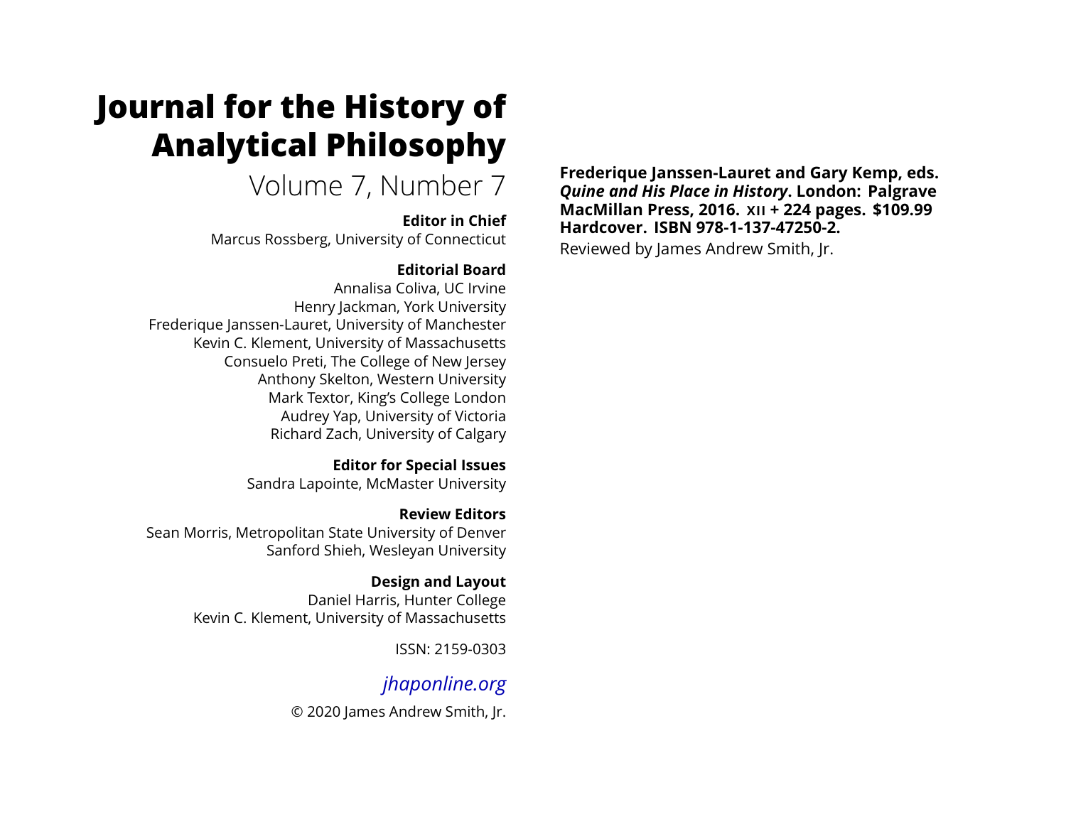# Journal for the History of Analytical Philosophy

Volume 7, Number 7

**Editor in Chief**

Marcus Rossberg, University of Connecticut

**Editorial Board**

Annalisa Coliva, UC Irvine
Henry Jackman, York University
Frederique Janssen-Lauret, University of Manchester
Kevin C. Klement, University of Massachusetts
Consuelo Preti, The College of New Jersey
Anthony Skelton, Western University
Mark Textor, King's College London
Audrey Yap, University of Victoria
Richard Zach, University of Calgary

**Editor for Special Issues**

Sandra Lapointe, McMaster University

**Review Editors**

Sean Morris, Metropolitan State University of Denver
Sanford Shieh, Wesleyan University

**Design and Layout**

Daniel Harris, Hunter College
Kevin C. Klement, University of Massachusetts

ISSN: 2159-0303

*jhaponline.org*

© 2020 James Andrew Smith, Jr.

**Frederique Janssen-Lauret and Gary Kemp, eds. *Quine and His Place in History*. London: Palgrave MacMillan Press, 2016. xii + 224 pages. $109.99 Hardcover. ISBN 978-1-137-47250-2.**

Reviewed by James Andrew Smith, Jr.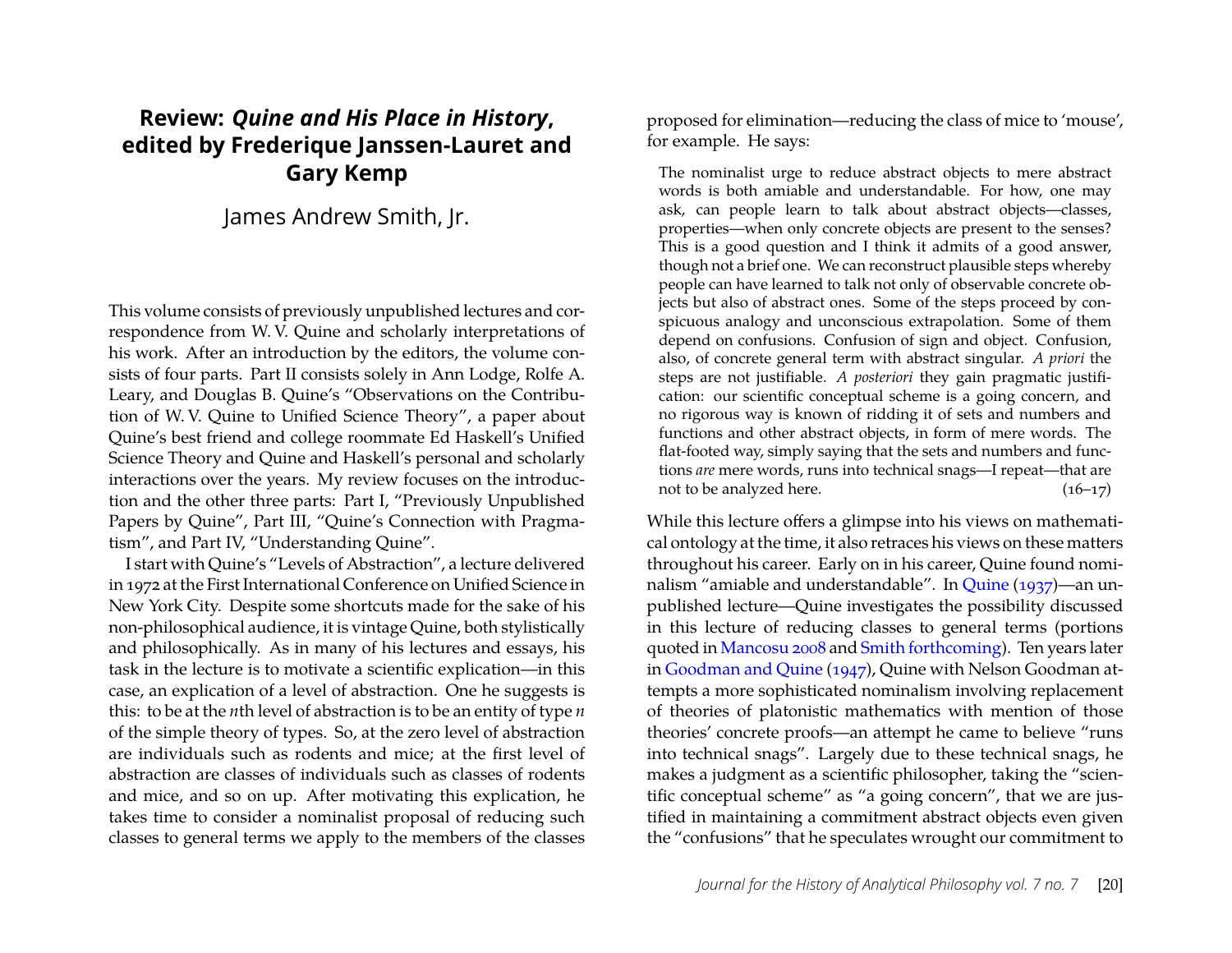# Review: *Quine and His Place in History*, edited by Frederique Janssen-Lauret and Gary Kemp

James Andrew Smith, Jr.

This volume consists of previously unpublished lectures and correspondence from W. V. Quine and scholarly interpretations of his work. After an introduction by the editors, the volume consists of four parts. Part II consists solely in Ann Lodge, Rolfe A. Leary, and Douglas B. Quine's "Observations on the Contribution of W. V. Quine to Unified Science Theory", a paper about Quine's best friend and college roommate Ed Haskell's Unified Science Theory and Quine and Haskell's personal and scholarly interactions over the years. My review focuses on the introduction and the other three parts: Part I, "Previously Unpublished Papers by Quine", Part III, "Quine's Connection with Pragmatism", and Part IV, "Understanding Quine".

I start with Quine's "Levels of Abstraction", a lecture delivered in 1972 at the First International Conference on Unified Science in New York City. Despite some shortcuts made for the sake of his non-philosophical audience, it is vintage Quine, both stylistically and philosophically. As in many of his lectures and essays, his task in the lecture is to motivate a scientific explication—in this case, an explication of a level of abstraction. One he suggests is this: to be at the *n*th level of abstraction is to be an entity of type *n* of the simple theory of types. So, at the zero level of abstraction are individuals such as rodents and mice; at the first level of abstraction are classes of individuals such as classes of rodents and mice, and so on up. After motivating this explication, he takes time to consider a nominalist proposal of reducing such classes to general terms we apply to the members of the classes proposed for elimination—reducing the class of mice to 'mouse', for example. He says:

> The nominalist urge to reduce abstract objects to mere abstract words is both amiable and understandable. For how, one may ask, can people learn to talk about abstract objects—classes, properties—when only concrete objects are present to the senses? This is a good question and I think it admits of a good answer, though not a brief one. We can reconstruct plausible steps whereby people can have learned to talk not only of observable concrete objects but also of abstract ones. Some of the steps proceed by conspicuous analogy and unconscious extrapolation. Some of them depend on confusions. Confusion of sign and object. Confusion, also, of concrete general term with abstract singular. *A priori* the steps are not justifiable. *A posteriori* they gain pragmatic justification: our scientific conceptual scheme is a going concern, and no rigorous way is known of ridding it of sets and numbers and functions and other abstract objects, in form of mere words. The flat-footed way, simply saying that the sets and numbers and functions *are* mere words, runs into technical snags—I repeat—that are not to be analyzed here. (16–17)

While this lecture offers a glimpse into his views on mathematical ontology at the time, it also retraces his views on these matters throughout his career. Early on in his career, Quine found nominalism "amiable and understandable". In Quine (1937)—an unpublished lecture—Quine investigates the possibility discussed in this lecture of reducing classes to general terms (portions quoted in Mancosu 2008 and Smith forthcoming). Ten years later in Goodman and Quine (1947), Quine with Nelson Goodman attempts a more sophisticated nominalism involving replacement of theories of platonistic mathematics with mention of those theories' concrete proofs—an attempt he came to believe "runs into technical snags". Largely due to these technical snags, he makes a judgment as a scientific philosopher, taking the "scientific conceptual scheme" as "a going concern", that we are justified in maintaining a commitment abstract objects even given the "confusions" that he speculates wrought our commitment to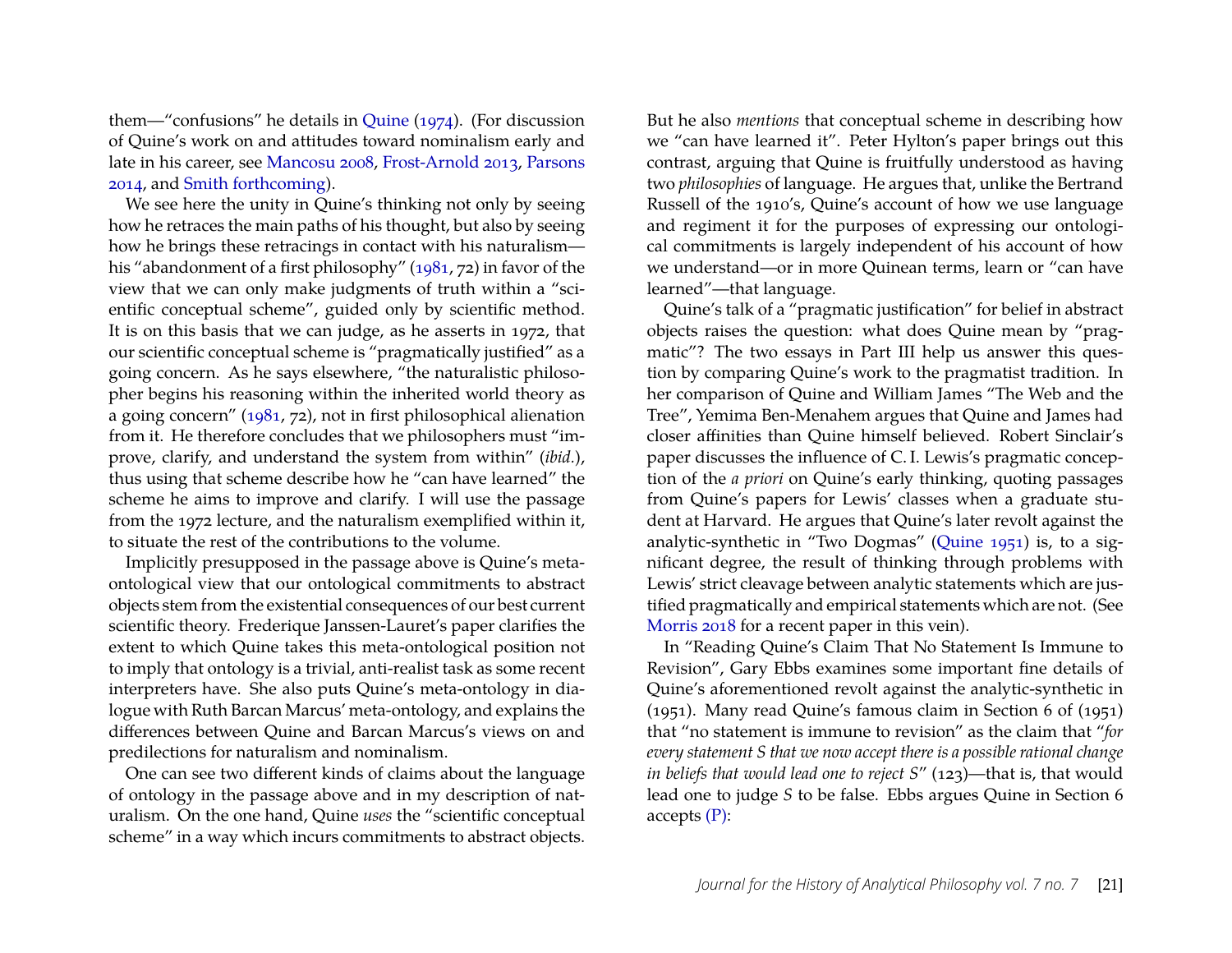them—"confusions" he details in Quine (1974). (For discussion of Quine's work on and attitudes toward nominalism early and late in his career, see Mancosu 2008, Frost-Arnold 2013, Parsons 2014, and Smith forthcoming).

We see here the unity in Quine's thinking not only by seeing how he retraces the main paths of his thought, but also by seeing how he brings these retracings in contact with his naturalism—his "abandonment of a first philosophy" (1981, 72) in favor of the view that we can only make judgments of truth within a "scientific conceptual scheme", guided only by scientific method. It is on this basis that we can judge, as he asserts in 1972, that our scientific conceptual scheme is "pragmatically justified" as a going concern. As he says elsewhere, "the naturalistic philosopher begins his reasoning within the inherited world theory as a going concern" (1981, 72), not in first philosophical alienation from it. He therefore concludes that we philosophers must "improve, clarify, and understand the system from within" (*ibid.*), thus using that scheme describe how he "can have learned" the scheme he aims to improve and clarify. I will use the passage from the 1972 lecture, and the naturalism exemplified within it, to situate the rest of the contributions to the volume.

Implicitly presupposed in the passage above is Quine's meta-ontological view that our ontological commitments to abstract objects stem from the existential consequences of our best current scientific theory. Frederique Janssen-Lauret's paper clarifies the extent to which Quine takes this meta-ontological position not to imply that ontology is a trivial, anti-realist task as some recent interpreters have. She also puts Quine's meta-ontology in dialogue with Ruth Barcan Marcus' meta-ontology, and explains the differences between Quine and Barcan Marcus's views on and predilections for naturalism and nominalism.

One can see two different kinds of claims about the language of ontology in the passage above and in my description of naturalism. On the one hand, Quine *uses* the "scientific conceptual scheme" in a way which incurs commitments to abstract objects. But he also *mentions* that conceptual scheme in describing how we "can have learned it". Peter Hylton's paper brings out this contrast, arguing that Quine is fruitfully understood as having two *philosophies* of language. He argues that, unlike the Bertrand Russell of the 1910's, Quine's account of how we use language and regiment it for the purposes of expressing our ontological commitments is largely independent of his account of how we understand—or in more Quinean terms, learn or "can have learned"—that language.

Quine's talk of a "pragmatic justification" for belief in abstract objects raises the question: what does Quine mean by "pragmatic"? The two essays in Part III help us answer this question by comparing Quine's work to the pragmatist tradition. In her comparison of Quine and William James "The Web and the Tree", Yemima Ben-Menahem argues that Quine and James had closer affinities than Quine himself believed. Robert Sinclair's paper discusses the influence of C. I. Lewis's pragmatic conception of the *a priori* on Quine's early thinking, quoting passages from Quine's papers for Lewis' classes when a graduate student at Harvard. He argues that Quine's later revolt against the analytic-synthetic in "Two Dogmas" (Quine 1951) is, to a significant degree, the result of thinking through problems with Lewis' strict cleavage between analytic statements which are justified pragmatically and empirical statements which are not. (See Morris 2018 for a recent paper in this vein).

In "Reading Quine's Claim That No Statement Is Immune to Revision", Gary Ebbs examines some important fine details of Quine's aforementioned revolt against the analytic-synthetic in (1951). Many read Quine's famous claim in Section 6 of (1951) that "no statement is immune to revision" as the claim that "*for every statement S that we now accept there is a possible rational change in beliefs that would lead one to reject S*" (123)—that is, that would lead one to judge *S* to be false. Ebbs argues Quine in Section 6 accepts (P):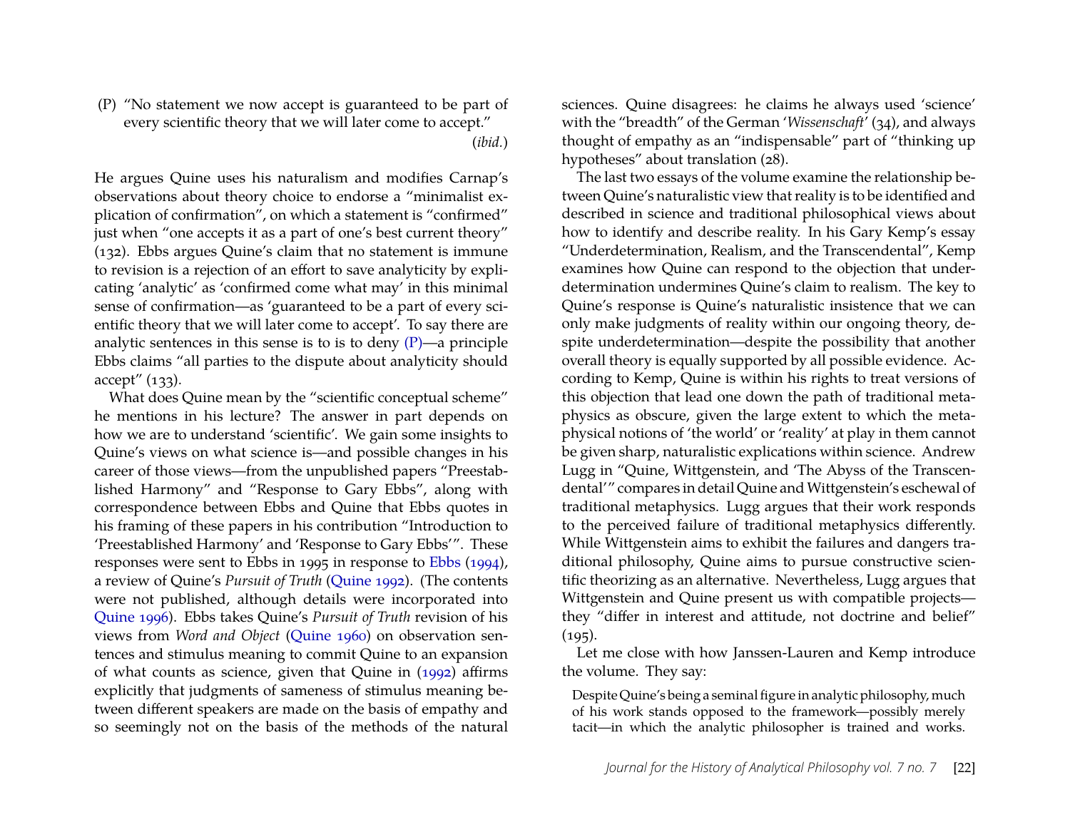(P) "No statement we now accept is guaranteed to be part of every scientific theory that we will later come to accept." (*ibid.*)

He argues Quine uses his naturalism and modifies Carnap's observations about theory choice to endorse a "minimalist explication of confirmation", on which a statement is "confirmed" just when "one accepts it as a part of one's best current theory" (132). Ebbs argues Quine's claim that no statement is immune to revision is a rejection of an effort to save analyticity by explicating 'analytic' as 'confirmed come what may' in this minimal sense of confirmation—as 'guaranteed to be a part of every scientific theory that we will later come to accept'. To say there are analytic sentences in this sense is to is to deny (P)—a principle Ebbs claims "all parties to the dispute about analyticity should accept" (133).

What does Quine mean by the "scientific conceptual scheme" he mentions in his lecture? The answer in part depends on how we are to understand 'scientific'. We gain some insights to Quine's views on what science is—and possible changes in his career of those views—from the unpublished papers "Preestablished Harmony" and "Response to Gary Ebbs", along with correspondence between Ebbs and Quine that Ebbs quotes in his framing of these papers in his contribution "Introduction to 'Preestablished Harmony' and 'Response to Gary Ebbs'". These responses were sent to Ebbs in 1995 in response to Ebbs (1994), a review of Quine's *Pursuit of Truth* (Quine 1992). (The contents were not published, although details were incorporated into Quine 1996). Ebbs takes Quine's *Pursuit of Truth* revision of his views from *Word and Object* (Quine 1960) on observation sentences and stimulus meaning to commit Quine to an expansion of what counts as science, given that Quine in (1992) affirms explicitly that judgments of sameness of stimulus meaning between different speakers are made on the basis of empathy and so seemingly not on the basis of the methods of the natural sciences. Quine disagrees: he claims he always used 'science' with the "breadth" of the German '*Wissenschaft*' (34), and always thought of empathy as an "indispensable" part of "thinking up hypotheses" about translation (28).

The last two essays of the volume examine the relationship between Quine's naturalistic view that reality is to be identified and described in science and traditional philosophical views about how to identify and describe reality. In his Gary Kemp's essay "Underdetermination, Realism, and the Transcendental", Kemp examines how Quine can respond to the objection that underdetermination undermines Quine's claim to realism. The key to Quine's response is Quine's naturalistic insistence that we can only make judgments of reality within our ongoing theory, despite underdetermination—despite the possibility that another overall theory is equally supported by all possible evidence. According to Kemp, Quine is within his rights to treat versions of this objection that lead one down the path of traditional metaphysics as obscure, given the large extent to which the metaphysical notions of 'the world' or 'reality' at play in them cannot be given sharp, naturalistic explications within science. Andrew Lugg in "Quine, Wittgenstein, and 'The Abyss of the Transcendental'" compares in detail Quine and Wittgenstein's eschewal of traditional metaphysics. Lugg argues that their work responds to the perceived failure of traditional metaphysics differently. While Wittgenstein aims to exhibit the failures and dangers traditional philosophy, Quine aims to pursue constructive scientific theorizing as an alternative. Nevertheless, Lugg argues that Wittgenstein and Quine present us with compatible projects—they "differ in interest and attitude, not doctrine and belief" (195).

Let me close with how Janssen-Lauren and Kemp introduce the volume. They say:

> Despite Quine's being a seminal figure in analytic philosophy, much of his work stands opposed to the framework—possibly merely tacit—in which the analytic philosopher is trained and works.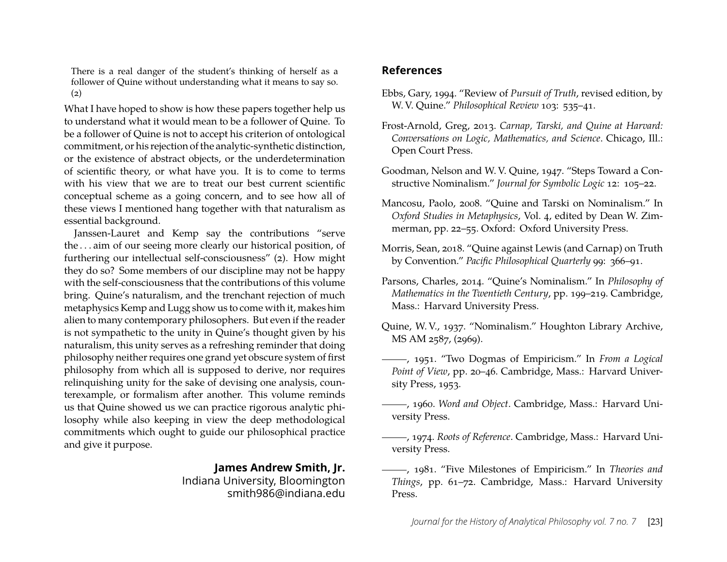> There is a real danger of the student's thinking of herself as a follower of Quine without understanding what it means to say so. (2)

What I have hoped to show is how these papers together help us to understand what it would mean to be a follower of Quine. To be a follower of Quine is not to accept his criterion of ontological commitment, or his rejection of the analytic-synthetic distinction, or the existence of abstract objects, or the underdetermination of scientific theory, or what have you. It is to come to terms with his view that we are to treat our best current scientific conceptual scheme as a going concern, and to see how all of these views I mentioned hang together with that naturalism as essential background.

Janssen-Lauret and Kemp say the contributions "serve the . . . aim of our seeing more clearly our historical position, of furthering our intellectual self-consciousness" (2). How might they do so? Some members of our discipline may not be happy with the self-consciousness that the contributions of this volume bring. Quine's naturalism, and the trenchant rejection of much metaphysics Kemp and Lugg show us to come with it, makes him alien to many contemporary philosophers. But even if the reader is not sympathetic to the unity in Quine's thought given by his naturalism, this unity serves as a refreshing reminder that doing philosophy neither requires one grand yet obscure system of first philosophy from which all is supposed to derive, nor requires relinquishing unity for the sake of devising one analysis, counterexample, or formalism after another. This volume reminds us that Quine showed us we can practice rigorous analytic philosophy while also keeping in view the deep methodological commitments which ought to guide our philosophical practice and give it purpose.

**James Andrew Smith, Jr.**
Indiana University, Bloomington
smith986@indiana.edu

## References

Ebbs, Gary, 1994. "Review of *Pursuit of Truth*, revised edition, by W. V. Quine." *Philosophical Review* 103: 535–41.

Frost-Arnold, Greg, 2013. *Carnap, Tarski, and Quine at Harvard: Conversations on Logic, Mathematics, and Science*. Chicago, Ill.: Open Court Press.

Goodman, Nelson and W. V. Quine, 1947. "Steps Toward a Constructive Nominalism." *Journal for Symbolic Logic* 12: 105–22.

Mancosu, Paolo, 2008. "Quine and Tarski on Nominalism." In *Oxford Studies in Metaphysics*, Vol. 4, edited by Dean W. Zimmerman, pp. 22–55. Oxford: Oxford University Press.

Morris, Sean, 2018. "Quine against Lewis (and Carnap) on Truth by Convention." *Pacific Philosophical Quarterly* 99: 366–91.

Parsons, Charles, 2014. "Quine's Nominalism." In *Philosophy of Mathematics in the Twentieth Century*, pp. 199–219. Cambridge, Mass.: Harvard University Press.

Quine, W. V., 1937. "Nominalism." Houghton Library Archive, MS AM 2587, (2969).

———, 1951. "Two Dogmas of Empiricism." In *From a Logical Point of View*, pp. 20–46. Cambridge, Mass.: Harvard University Press, 1953.

———, 1960. *Word and Object*. Cambridge, Mass.: Harvard University Press.

———, 1974. *Roots of Reference*. Cambridge, Mass.: Harvard University Press.

———, 1981. "Five Milestones of Empiricism." In *Theories and Things*, pp. 61–72. Cambridge, Mass.: Harvard University Press.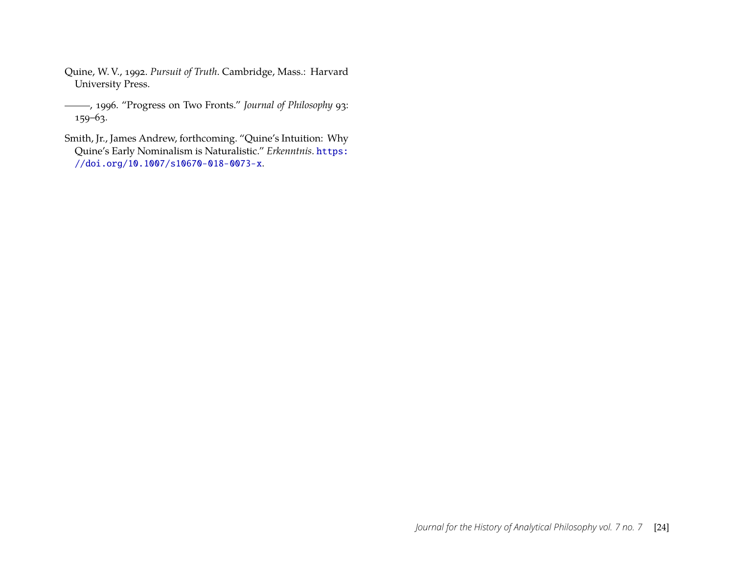Quine, W. V., 1992. *Pursuit of Truth*. Cambridge, Mass.: Harvard University Press.

———, 1996. "Progress on Two Fronts." *Journal of Philosophy* 93: 159–63.

Smith, Jr., James Andrew, forthcoming. "Quine's Intuition: Why Quine's Early Nominalism is Naturalistic." *Erkenntnis*. https://doi.org/10.1007/s10670-018-0073-x.